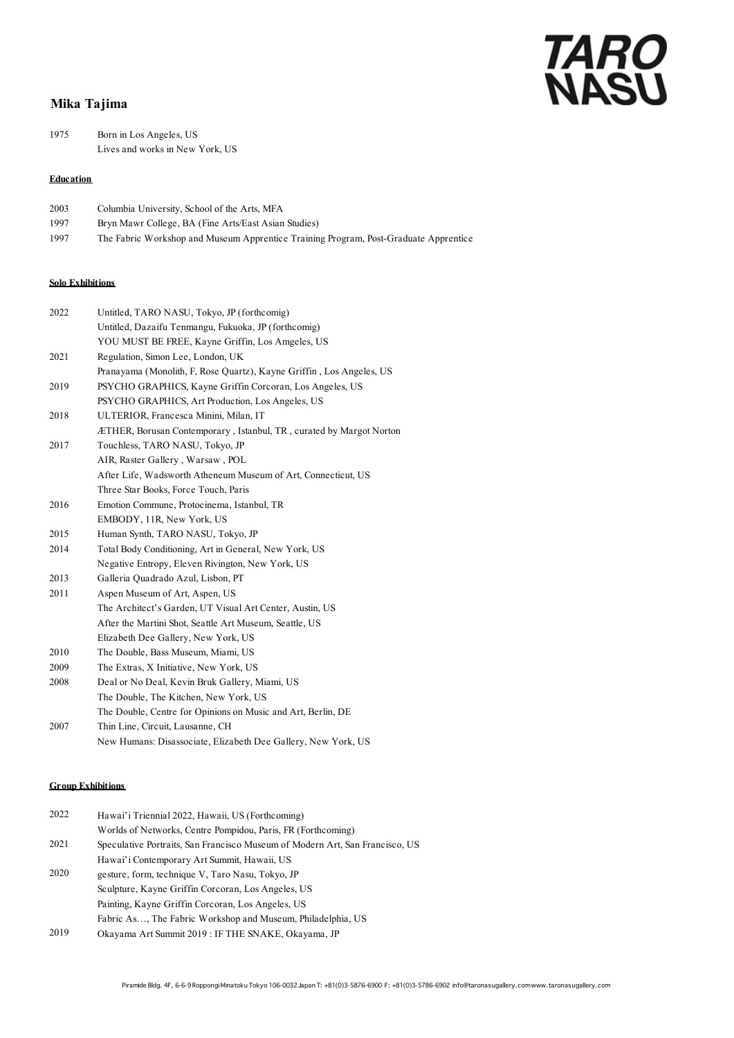TARO NASU

# Mika Tajima

1975 Born in Los Angeles, US
Lives and works in New York, US

## Education

2003 Columbia University, School of the Arts, MFA
1997 Bryn Mawr College, BA (Fine Arts/East Asian Studies)
1997 The Fabric Workshop and Museum Apprentice Training Program, Post-Graduate Apprentice

## Solo Exhibitions

2022 Untitled, TARO NASU, Tokyo, JP (forthcomig)
Untitled, Dazaifu Tenmangu, Fukuoka, JP (forthcomig)
YOU MUST BE FREE, Kayne Griffin, Los Amgeles, US
2021 Regulation, Simon Lee, London, UK
Pranayama (Monolith, F, Rose Quartz), Kayne Griffin , Los Angeles, US
2019 PSYCHO GRAPHICS, Kayne Griffin Corcoran, Los Angeles, US
PSYCHO GRAPHICS, Art Production, Los Angeles, US
2018 ULTERIOR, Francesca Minini, Milan, IT
ÆTHER, Borusan Contemporary , Istanbul, TR , curated by Margot Norton
2017 Touchless, TARO NASU, Tokyo, JP
AIR, Raster Gallery , Warsaw , POL
After Life, Wadsworth Atheneum Museum of Art, Connecticut, US
Three Star Books, Force Touch, Paris
2016 Emotion Commune, Protocinema, Istanbul, TR
EMBODY, 11R, New York, US
2015 Human Synth, TARO NASU, Tokyo, JP
2014 Total Body Conditioning, Art in General, New York, US
Negative Entropy, Eleven Rivington, New York, US
2013 Galleria Quadrado Azul, Lisbon, PT
2011 Aspen Museum of Art, Aspen, US
The Architect's Garden, UT Visual Art Center, Austin, US
After the Martini Shot, Seattle Art Museum, Seattle, US
Elizabeth Dee Gallery, New York, US
2010 The Double, Bass Museum, Miami, US
2009 The Extras, X Initiative, New York, US
2008 Deal or No Deal, Kevin Bruk Gallery, Miami, US
The Double, The Kitchen, New York, US
The Double, Centre for Opinions on Music and Art, Berlin, DE
2007 Thin Line, Circuit, Lausanne, CH
New Humans: Disassociate, Elizabeth Dee Gallery, New York, US

## Group Exhibitions

2022 Hawai'i Triennial 2022, Hawaii, US (Forthcoming)
Worlds of Networks, Centre Pompidou, Paris, FR (Forthcoming)
2021 Speculative Portraits, San Francisco Museum of Modern Art, San Francisco, US
Hawai'i Contemporary Art Summit, Hawaii, US
2020 gesture, form, technique V, Taro Nasu, Tokyo, JP
Sculpture, Kayne Griffin Corcoran, Los Angeles, US
Painting, Kayne Griffin Corcoran, Los Angeles, US
Fabric As…, The Fabric Workshop and Museum, Philadelphia, US
2019 Okayama Art Summit 2019 : IF THE SNAKE, Okayama, JP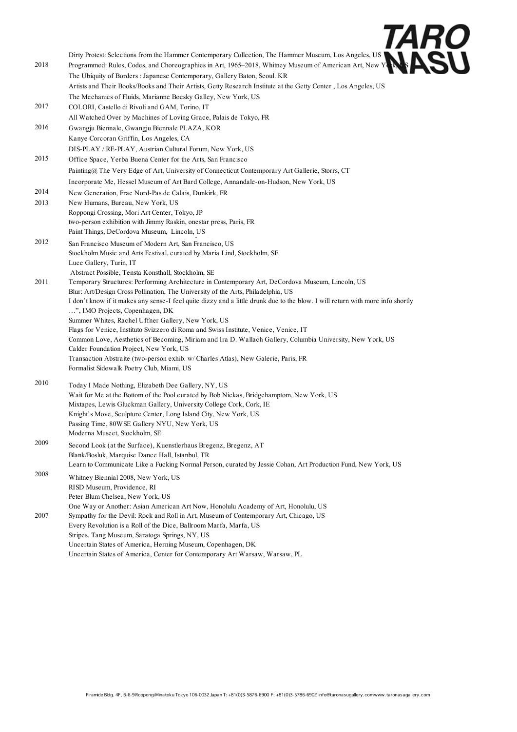Dirty Protest: Selections from the Hammer Contemporary Collection, The Hammer Museum, Los Angeles, US

**2018**
Programmed: Rules, Codes, and Choreographies in Art, 1965–2018, Whitney Museum of American Art, New York, US
The Ubiquity of Borders : Japanese Contemporary, Gallery Baton, Seoul. KR
Artists and Their Books/Books and Their Artists, Getty Research Institute at the Getty Center , Los Angeles, US
The Mechanics of Fluids, Marianne Boesky Galley, New York, US

**2017**
COLORI, Castello di Rivoli and GAM, Torino, IT
All Watched Over by Machines of Loving Grace, Palais de Tokyo, FR

**2016**
Gwangju Biennale, Gwangju Biennale PLAZA, KOR
Kanye Corcoran Griffin, Los Angeles, CA
DIS-PLAY / RE-PLAY, Austrian Cultural Forum, New York, US

**2015**
Office Space, Yerba Buena Center for the Arts, San Francisco
Painting@ The Very Edge of Art, University of Connecticut Contemporary Art Gallerie, Storrs, CT
Incorporate Me, Hessel Museum of Art Bard College, Annandale-on-Hudson, New York, US

**2014**
New Generation, Frac Nord-Pas de Calais, Dunkirk, FR

**2013**
New Humans, Bureau, New York, US
Roppongi Crossing, Mori Art Center, Tokyo, JP
two-person exhibition with Jimmy Raskin, onestar press, Paris, FR
Paint Things, DeCordova Museum, Lincoln, US

**2012**
San Francisco Museum of Modern Art, San Francisco, US
Stockholm Music and Arts Festival, curated by Maria Lind, Stockholm, SE
Luce Gallery, Turin, IT
Abstract Possible, Tensta Konsthall, Stockholm, SE

**2011**
Temporary Structures: Performing Architecture in Contemporary Art, DeCordova Museum, Lincoln, US
Blur: Art/Design Cross Pollination, The University of the Arts, Philadelphia, US
I don't know if it makes any sense-I feel quite dizzy and a little drunk due to the blow. I will return with more info shortly …", IMO Projects, Copenhagen, DK
Summer Whites, Rachel Uffner Gallery, New York, US
Flags for Venice, Instituto Svizzero di Roma and Swiss Institute, Venice, Venice, IT
Common Love, Aesthetics of Becoming, Miriam and Ira D. Wallach Gallery, Columbia University, New York, US
Calder Foundation Project, New York, US
Transaction Abstraite (two-person exhib. w/ Charles Atlas), New Galerie, Paris, FR
Formalist Sidewalk Poetry Club, Miami, US

**2010**
Today I Made Nothing, Elizabeth Dee Gallery, NY, US
Wait for Me at the Bottom of the Pool curated by Bob Nickas, Bridgehamptom, New York, US
Mixtapes, Lewis Gluckman Gallery, University College Cork, Cork, IE
Knight's Move, Sculpture Center, Long Island City, New York, US
Passing Time, 80WSE Gallery NYU, New York, US
Moderna Museet, Stockholm, SE

**2009**
Second Look (at the Surface), Kuenstlerhaus Bregenz, Bregenz, AT
Blank/Bosluk, Marquise Dance Hall, Istanbul, TR
Learn to Communicate Like a Fucking Normal Person, curated by Jessie Cohan, Art Production Fund, New York, US

**2008**
Whitney Biennial 2008, New York, US
RISD Museum, Providence, RI
Peter Blum Chelsea, New York, US
One Way or Another: Asian American Art Now, Honolulu Academy of Art, Honolulu, US

**2007**
Sympathy for the Devil: Rock and Roll in Art, Museum of Contemporary Art, Chicago, US
Every Revolution is a Roll of the Dice, Ballroom Marfa, Marfa, US
Stripes, Tang Museum, Saratoga Springs, NY, US
Uncertain States of America, Herning Museum, Copenhagen, DK
Uncertain States of America, Center for Contemporary Art Warsaw, Warsaw, PL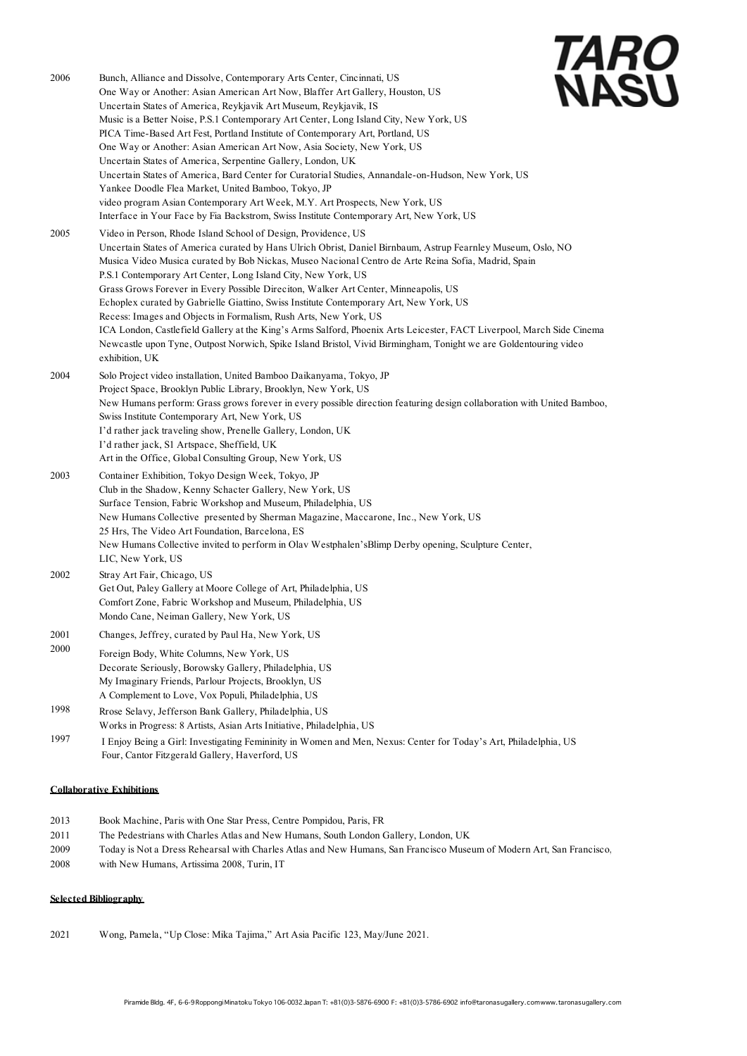2006 Bunch, Alliance and Dissolve, Contemporary Arts Center, Cincinnati, US
One Way or Another: Asian American Art Now, Blaffer Art Gallery, Houston, US
Uncertain States of America, Reykjavik Art Museum, Reykjavik, IS
Music is a Better Noise, P.S.1 Contemporary Art Center, Long Island City, New York, US
PICA Time-Based Art Fest, Portland Institute of Contemporary Art, Portland, US
One Way or Another: Asian American Art Now, Asia Society, New York, US
Uncertain States of America, Serpentine Gallery, London, UK
Uncertain States of America, Bard Center for Curatorial Studies, Annandale-on-Hudson, New York, US
Yankee Doodle Flea Market, United Bamboo, Tokyo, JP
video program Asian Contemporary Art Week, M.Y. Art Prospects, New York, US
Interface in Your Face by Fia Backstrom, Swiss Institute Contemporary Art, New York, US

2005 Video in Person, Rhode Island School of Design, Providence, US
Uncertain States of America curated by Hans Ulrich Obrist, Daniel Birnbaum, Astrup Fearnley Museum, Oslo, NO
Musica Video Musica curated by Bob Nickas, Museo Nacional Centro de Arte Reina Sofia, Madrid, Spain
P.S.1 Contemporary Art Center, Long Island City, New York, US
Grass Grows Forever in Every Possible Direciton, Walker Art Center, Minneapolis, US
Echoplex curated by Gabrielle Giattino, Swiss Institute Contemporary Art, New York, US
Recess: Images and Objects in Formalism, Rush Arts, New York, US
ICA London, Castlefield Gallery at the King's Arms Salford, Phoenix Arts Leicester, FACT Liverpool, March Side Cinema Newcastle upon Tyne, Outpost Norwich, Spike Island Bristol, Vivid Birmingham, Tonight we are Goldentouring video exhibition, UK

2004 Solo Project video installation, United Bamboo Daikanyama, Tokyo, JP
Project Space, Brooklyn Public Library, Brooklyn, New York, US
New Humans perform: Grass grows forever in every possible direction featuring design collaboration with United Bamboo, Swiss Institute Contemporary Art, New York, US
I'd rather jack traveling show, Prenelle Gallery, London, UK
I'd rather jack, S1 Artspace, Sheffield, UK
Art in the Office, Global Consulting Group, New York, US

2003 Container Exhibition, Tokyo Design Week, Tokyo, JP
Club in the Shadow, Kenny Schacter Gallery, New York, US
Surface Tension, Fabric Workshop and Museum, Philadelphia, US
New Humans Collective presented by Sherman Magazine, Maccarone, Inc., New York, US
25 Hrs, The Video Art Foundation, Barcelona, ES
New Humans Collective invited to perform in Olav Westphalen'sBlimp Derby opening, Sculpture Center, LIC, New York, US

2002 Stray Art Fair, Chicago, US
Get Out, Paley Gallery at Moore College of Art, Philadelphia, US
Comfort Zone, Fabric Workshop and Museum, Philadelphia, US
Mondo Cane, Neiman Gallery, New York, US

2001 Changes, Jeffrey, curated by Paul Ha, New York, US

2000 Foreign Body, White Columns, New York, US
Decorate Seriously, Borowsky Gallery, Philadelphia, US
My Imaginary Friends, Parlour Projects, Brooklyn, US
A Complement to Love, Vox Populi, Philadelphia, US

1998 Rrose Selavy, Jefferson Bank Gallery, Philadelphia, US
Works in Progress: 8 Artists, Asian Arts Initiative, Philadelphia, US

1997 I Enjoy Being a Girl: Investigating Femininity in Women and Men, Nexus: Center for Today's Art, Philadelphia, US
Four, Cantor Fitzgerald Gallery, Haverford, US

**Collaborative Exhibitions**

2013 Book Machine, Paris with One Star Press, Centre Pompidou, Paris, FR
2011 The Pedestrians with Charles Atlas and New Humans, South London Gallery, London, UK
2009 Today is Not a Dress Rehearsal with Charles Atlas and New Humans, San Francisco Museum of Modern Art, San Francisco,
2008 with New Humans, Artissima 2008, Turin, IT

**Selected Bibliography**

2021 Wong, Pamela, "Up Close: Mika Tajima," Art Asia Pacific 123, May/June 2021.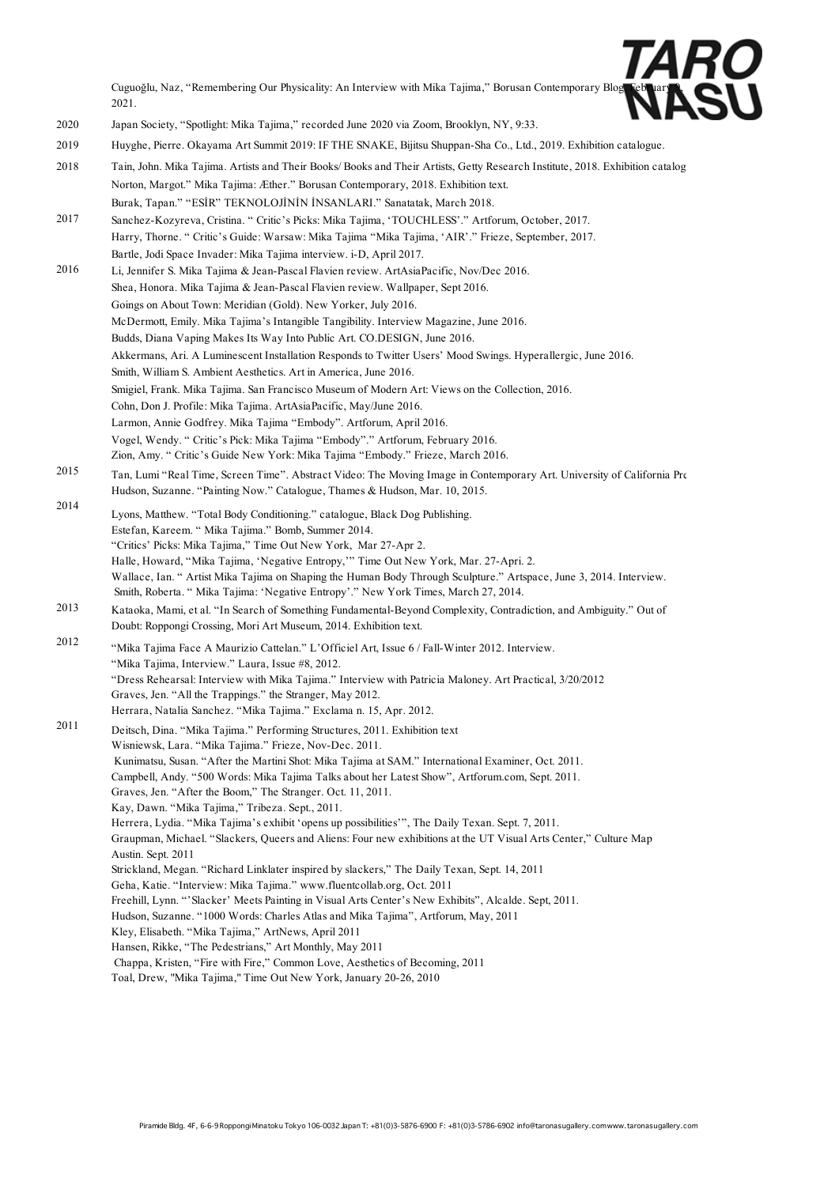Cuguoğlu, Naz, "Remembering Our Physicality: An Interview with Mika Tajima," Borusan Contemporary Blog, February 9, 2021.

2020 Japan Society, "Spotlight: Mika Tajima," recorded June 2020 via Zoom, Brooklyn, NY, 9:33.

2019 Huyghe, Pierre. Okayama Art Summit 2019: IF THE SNAKE, Bijitsu Shuppan-Sha Co., Ltd., 2019. Exhibition catalogue.

2018 Tain, John. Mika Tajima. Artists and Their Books/ Books and Their Artists, Getty Research Institute, 2018. Exhibition catalog
Norton, Margot." Mika Tajima: Æther." Borusan Contemporary, 2018. Exhibition text.
Burak, Tapan." "ESİR" TEKNOLOJİNİN İNSANLARI." Sanatatak, March 2018.

2017 Sanchez-Kozyreva, Cristina. " Critic's Picks: Mika Tajima, 'TOUCHLESS'." Artforum, October, 2017.
Harry, Thorne. " Critic's Guide: Warsaw: Mika Tajima "Mika Tajima, 'AIR'." Frieze, September, 2017.
Bartle, Jodi Space Invader: Mika Tajima interview. i-D, April 2017.

2016 Li, Jennifer S. Mika Tajima & Jean-Pascal Flavien review. ArtAsiaPacific, Nov/Dec 2016.
Shea, Honora. Mika Tajima & Jean-Pascal Flavien review. Wallpaper, Sept 2016.
Goings on About Town: Meridian (Gold). New Yorker, July 2016.
McDermott, Emily. Mika Tajima's Intangible Tangibility. Interview Magazine, June 2016.
Budds, Diana Vaping Makes Its Way Into Public Art. CO.DESIGN, June 2016.
Akkermans, Ari. A Luminescent Installation Responds to Twitter Users' Mood Swings. Hyperallergic, June 2016.
Smith, William S. Ambient Aesthetics. Art in America, June 2016.
Smigiel, Frank. Mika Tajima. San Francisco Museum of Modern Art: Views on the Collection, 2016.
Cohn, Don J. Profile: Mika Tajima. ArtAsiaPacific, May/June 2016.
Larmon, Annie Godfrey. Mika Tajima "Embody". Artforum, April 2016.
Vogel, Wendy. " Critic's Pick: Mika Tajima "Embody"." Artforum, February 2016.
Zion, Amy. " Critic's Guide New York: Mika Tajima "Embody." Frieze, March 2016.

2015 Tan, Lumi "Real Time, Screen Time". Abstract Video: The Moving Image in Contemporary Art. University of California Pre
Hudson, Suzanne. "Painting Now." Catalogue, Thames & Hudson, Mar. 10, 2015.

2014 Lyons, Matthew. "Total Body Conditioning." catalogue, Black Dog Publishing.
Estefan, Kareem. " Mika Tajima." Bomb, Summer 2014.
"Critics' Picks: Mika Tajima," Time Out New York, Mar 27-Apr 2.
Halle, Howard, "Mika Tajima, 'Negative Entropy,'" Time Out New York, Mar. 27-Apri. 2.
Wallace, Ian. " Artist Mika Tajima on Shaping the Human Body Through Sculpture." Artspace, June 3, 2014. Interview.
Smith, Roberta. " Mika Tajima: 'Negative Entropy'." New York Times, March 27, 2014.

2013 Kataoka, Mami, et al. "In Search of Something Fundamental-Beyond Complexity, Contradiction, and Ambiguity." Out of Doubt: Roppongi Crossing, Mori Art Museum, 2014. Exhibition text.

2012 "Mika Tajima Face A Maurizio Cattelan." L'Officiel Art, Issue 6 / Fall-Winter 2012. Interview.
"Mika Tajima, Interview." Laura, Issue #8, 2012.
"Dress Rehearsal: Interview with Mika Tajima." Interview with Patricia Maloney. Art Practical, 3/20/2012
Graves, Jen. "All the Trappings." the Stranger, May 2012.
Herrara, Natalia Sanchez. "Mika Tajima." Exclama n. 15, Apr. 2012.

2011 Deitsch, Dina. "Mika Tajima." Performing Structures, 2011. Exhibition text
Wisniewsk, Lara. "Mika Tajima." Frieze, Nov-Dec. 2011.
Kunimatsu, Susan. "After the Martini Shot: Mika Tajima at SAM." International Examiner, Oct. 2011.
Campbell, Andy. "500 Words: Mika Tajima Talks about her Latest Show", Artforum.com, Sept. 2011.
Graves, Jen. "After the Boom," The Stranger. Oct. 11, 2011.
Kay, Dawn. "Mika Tajima," Tribeza. Sept., 2011.
Herrera, Lydia. "Mika Tajima's exhibit 'opens up possibilities'", The Daily Texan. Sept. 7, 2011.
Graupman, Michael. "Slackers, Queers and Aliens: Four new exhibitions at the UT Visual Arts Center," Culture Map Austin. Sept. 2011
Strickland, Megan. "Richard Linklater inspired by slackers," The Daily Texan, Sept. 14, 2011
Geha, Katie. "Interview: Mika Tajima." www.fluentcollab.org, Oct. 2011
Freehill, Lynn. "'Slacker' Meets Painting in Visual Arts Center's New Exhibits", Alcalde. Sept, 2011.
Hudson, Suzanne. "1000 Words: Charles Atlas and Mika Tajima", Artforum, May, 2011
Kley, Elisabeth. "Mika Tajima," ArtNews, April 2011
Hansen, Rikke, "The Pedestrians," Art Monthly, May 2011
Chappa, Kristen, "Fire with Fire," Common Love, Aesthetics of Becoming, 2011
Toal, Drew, "Mika Tajima," Time Out New York, January 20-26, 2010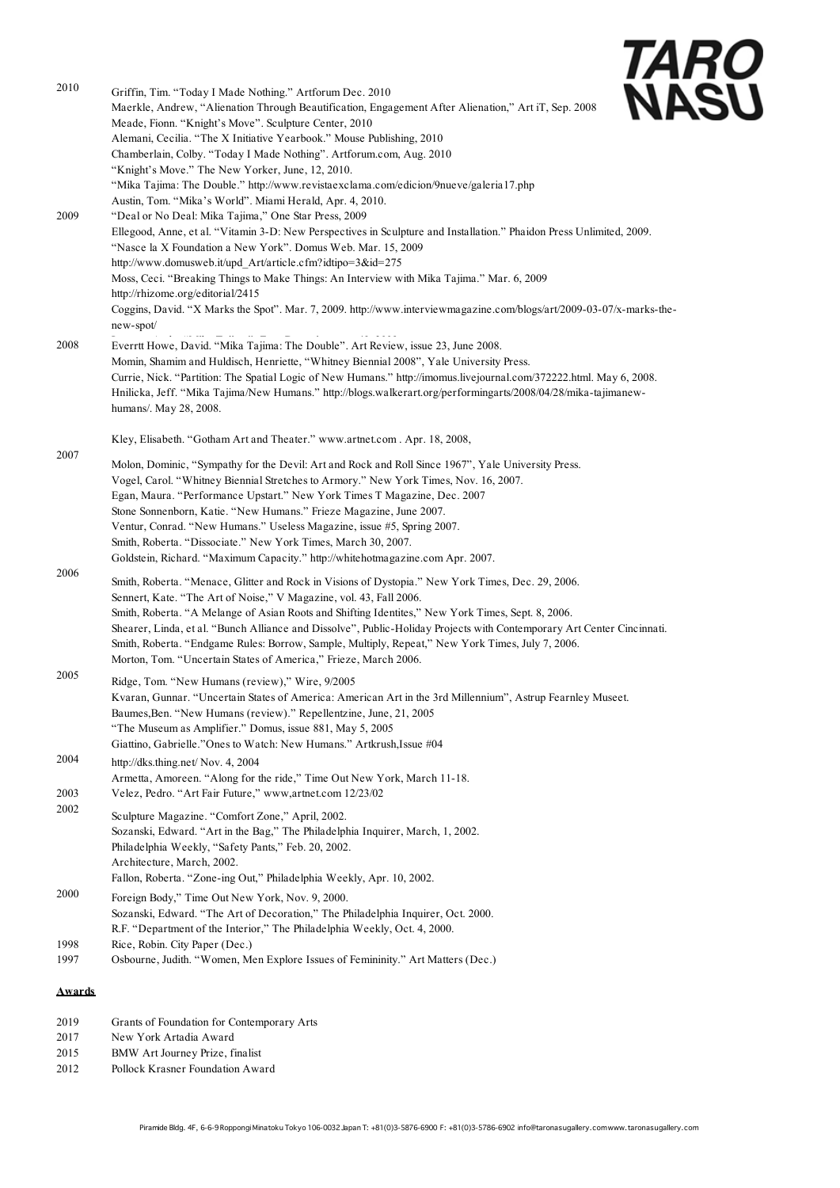2010

Griffin, Tim. "Today I Made Nothing." Artforum Dec. 2010
Maerkle, Andrew, "Alienation Through Beautification, Engagement After Alienation," Art iT, Sep. 2008
Meade, Fionn. "Knight's Move". Sculpture Center, 2010
Alemani, Cecilia. "The X Initiative Yearbook." Mouse Publishing, 2010
Chamberlain, Colby. "Today I Made Nothing". Artforum.com, Aug. 2010
"Knight's Move." The New Yorker, June, 12, 2010.
"Mika Tajima: The Double." http://www.revistaexclama.com/edicion/9nueve/galeria17.php
Austin, Tom. "Mika's World". Miami Herald, Apr. 4, 2010.

2009

"Deal or No Deal: Mika Tajima," One Star Press, 2009
Ellegood, Anne, et al. "Vitamin 3-D: New Perspectives in Sculpture and Installation." Phaidon Press Unlimited, 2009.
"Nasce la X Foundation a New York". Domus Web. Mar. 15, 2009
http://www.domusweb.it/upd_Art/article.cfm?idtipo=3&id=275
Moss, Ceci. "Breaking Things to Make Things: An Interview with Mika Tajima." Mar. 6, 2009
http://rhizome.org/editorial/2415
Coggins, David. "X Marks the Spot". Mar. 7, 2009. http://www.interviewmagazine.com/blogs/art/2009-03-07/x-marks-the-new-spot/

2008

Everrtt Howe, David. "Mika Tajima: The Double". Art Review, issue 23, June 2008.
Momin, Shamim and Huldisch, Henriette, "Whitney Biennial 2008", Yale University Press.
Currie, Nick. "Partition: The Spatial Logic of New Humans." http://imomus.livejournal.com/372222.html. May 6, 2008.
Hnilicka, Jeff. "Mika Tajima/New Humans." http://blogs.walkerart.org/performingarts/2008/04/28/mika-tajimanew-humans/. May 28, 2008.

Kley, Elisabeth. "Gotham Art and Theater." www.artnet.com . Apr. 18, 2008,

2007

Molon, Dominic, "Sympathy for the Devil: Art and Rock and Roll Since 1967", Yale University Press.
Vogel, Carol. "Whitney Biennial Stretches to Armory." New York Times, Nov. 16, 2007.
Egan, Maura. "Performance Upstart." New York Times T Magazine, Dec. 2007
Stone Sonnenborn, Katie. "New Humans." Frieze Magazine, June 2007.
Ventur, Conrad. "New Humans." Useless Magazine, issue #5, Spring 2007.
Smith, Roberta. "Dissociate." New York Times, March 30, 2007.
Goldstein, Richard. "Maximum Capacity." http://whitehotmagazine.com Apr. 2007.

2006

Smith, Roberta. "Menace, Glitter and Rock in Visions of Dystopia." New York Times, Dec. 29, 2006.
Sennert, Kate. "The Art of Noise," V Magazine, vol. 43, Fall 2006.
Smith, Roberta. "A Melange of Asian Roots and Shifting Identites," New York Times, Sept. 8, 2006.
Shearer, Linda, et al. "Bunch Alliance and Dissolve", Public-Holiday Projects with Contemporary Art Center Cincinnati.
Smith, Roberta. "Endgame Rules: Borrow, Sample, Multiply, Repeat," New York Times, July 7, 2006.
Morton, Tom. "Uncertain States of America," Frieze, March 2006.

2005

Ridge, Tom. "New Humans (review)," Wire, 9/2005
Kvaran, Gunnar. "Uncertain States of America: American Art in the 3rd Millennium", Astrup Fearnley Museet.
Baumes,Ben. "New Humans (review)." Repellentzine, June, 21, 2005
"The Museum as Amplifier." Domus, issue 881, May 5, 2005
Giattino, Gabrielle."Ones to Watch: New Humans." Artkrush,Issue #04

2004

http://dks.thing.net/ Nov. 4, 2004
Armetta, Amoreen. "Along for the ride," Time Out New York, March 11-18.

2003

Velez, Pedro. "Art Fair Future," www,artnet.com 12/23/02

2002

Sculpture Magazine. "Comfort Zone," April, 2002.
Sozanski, Edward. "Art in the Bag," The Philadelphia Inquirer, March, 1, 2002.
Philadelphia Weekly, "Safety Pants," Feb. 20, 2002.
Architecture, March, 2002.
Fallon, Roberta. "Zone-ing Out," Philadelphia Weekly, Apr. 10, 2002.

2000

Foreign Body," Time Out New York, Nov. 9, 2000.
Sozanski, Edward. "The Art of Decoration," The Philadelphia Inquirer, Oct. 2000.
R.F. "Department of the Interior," The Philadelphia Weekly, Oct. 4, 2000.

1998

Rice, Robin. City Paper (Dec.)

1997

Osbourne, Judith. "Women, Men Explore Issues of Femininity." Art Matters (Dec.)

## Awards

2019 Grants of Foundation for Contemporary Arts
2017 New York Artadia Award
2015 BMW Art Journey Prize, finalist
2012 Pollock Krasner Foundation Award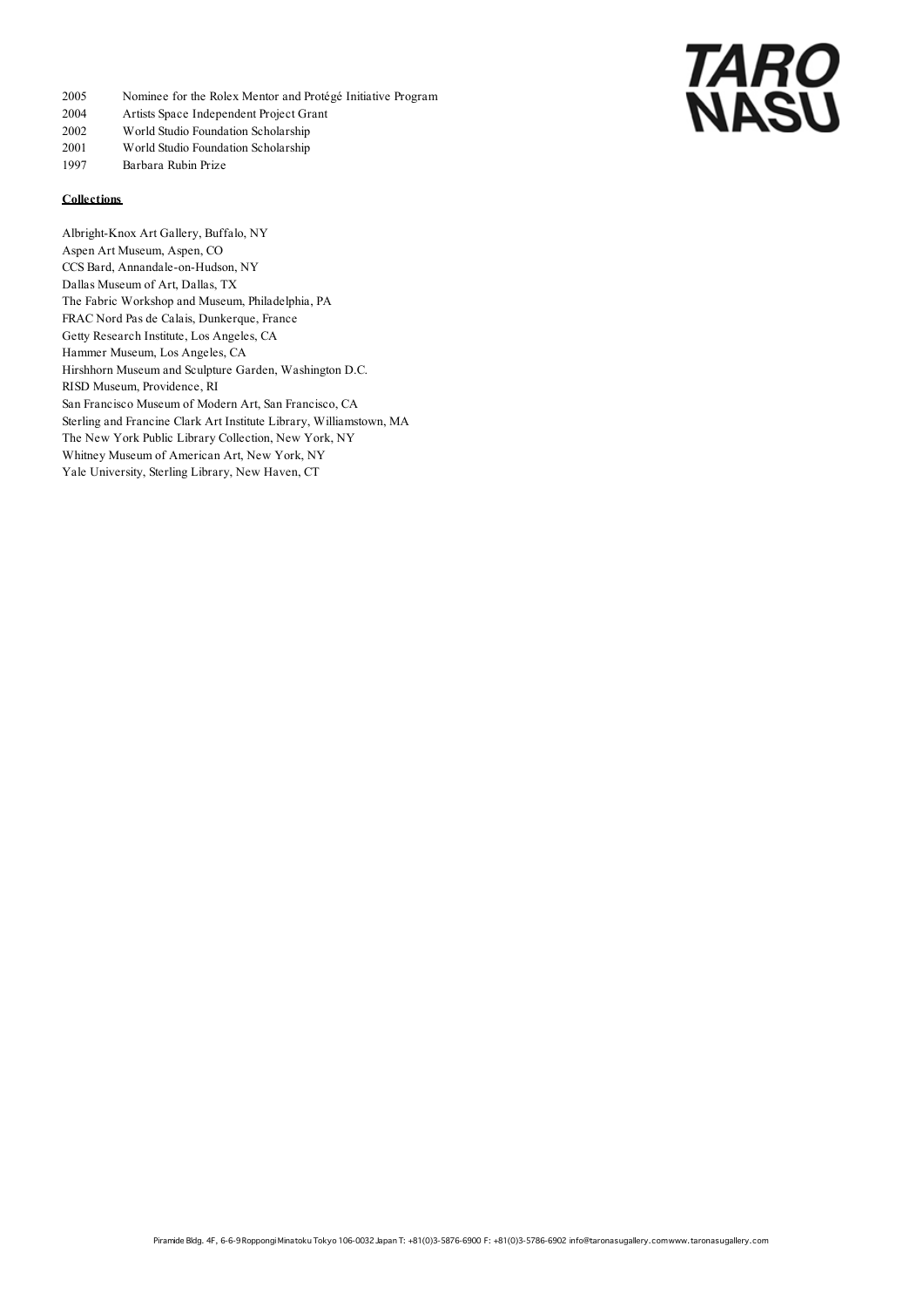2005 Nominee for the Rolex Mentor and Protégé Initiative Program
2004 Artists Space Independent Project Grant
2002 World Studio Foundation Scholarship
2001 World Studio Foundation Scholarship
1997 Barbara Rubin Prize

**Collections**

Albright-Knox Art Gallery, Buffalo, NY
Aspen Art Museum, Aspen, CO
CCS Bard, Annandale-on-Hudson, NY
Dallas Museum of Art, Dallas, TX
The Fabric Workshop and Museum, Philadelphia, PA
FRAC Nord Pas de Calais, Dunkerque, France
Getty Research Institute, Los Angeles, CA
Hammer Museum, Los Angeles, CA
Hirshhorn Museum and Sculpture Garden, Washington D.C.
RISD Museum, Providence, RI
San Francisco Museum of Modern Art, San Francisco, CA
Sterling and Francine Clark Art Institute Library, Williamstown, MA
The New York Public Library Collection, New York, NY
Whitney Museum of American Art, New York, NY
Yale University, Sterling Library, New Haven, CT